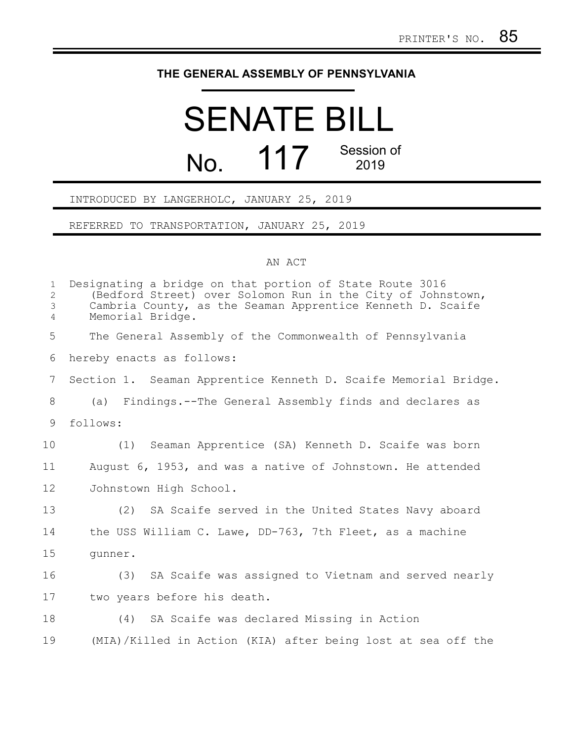PRINTER'S NO. 85

# THE GENERAL ASSEMBLY OF PENNSYLVANIA

# SENATE BILL

## No. 117 Session of 2019

INTRODUCED BY LANGERHOLC, JANUARY 25, 2019

REFERRED TO TRANSPORTATION, JANUARY 25, 2019

AN ACT

Designating a bridge on that portion of State Route 3016 (Bedford Street) over Solomon Run in the City of Johnstown, Cambria County, as the Seaman Apprentice Kenneth D. Scaife Memorial Bridge.

The General Assembly of the Commonwealth of Pennsylvania hereby enacts as follows:

Section 1. Seaman Apprentice Kenneth D. Scaife Memorial Bridge.

(a) Findings.--The General Assembly finds and declares as follows:

(1) Seaman Apprentice (SA) Kenneth D. Scaife was born August 6, 1953, and was a native of Johnstown. He attended Johnstown High School.

(2) SA Scaife served in the United States Navy aboard the USS William C. Lawe, DD-763, 7th Fleet, as a machine gunner.

(3) SA Scaife was assigned to Vietnam and served nearly two years before his death.

(4) SA Scaife was declared Missing in Action (MIA)/Killed in Action (KIA) after being lost at sea off the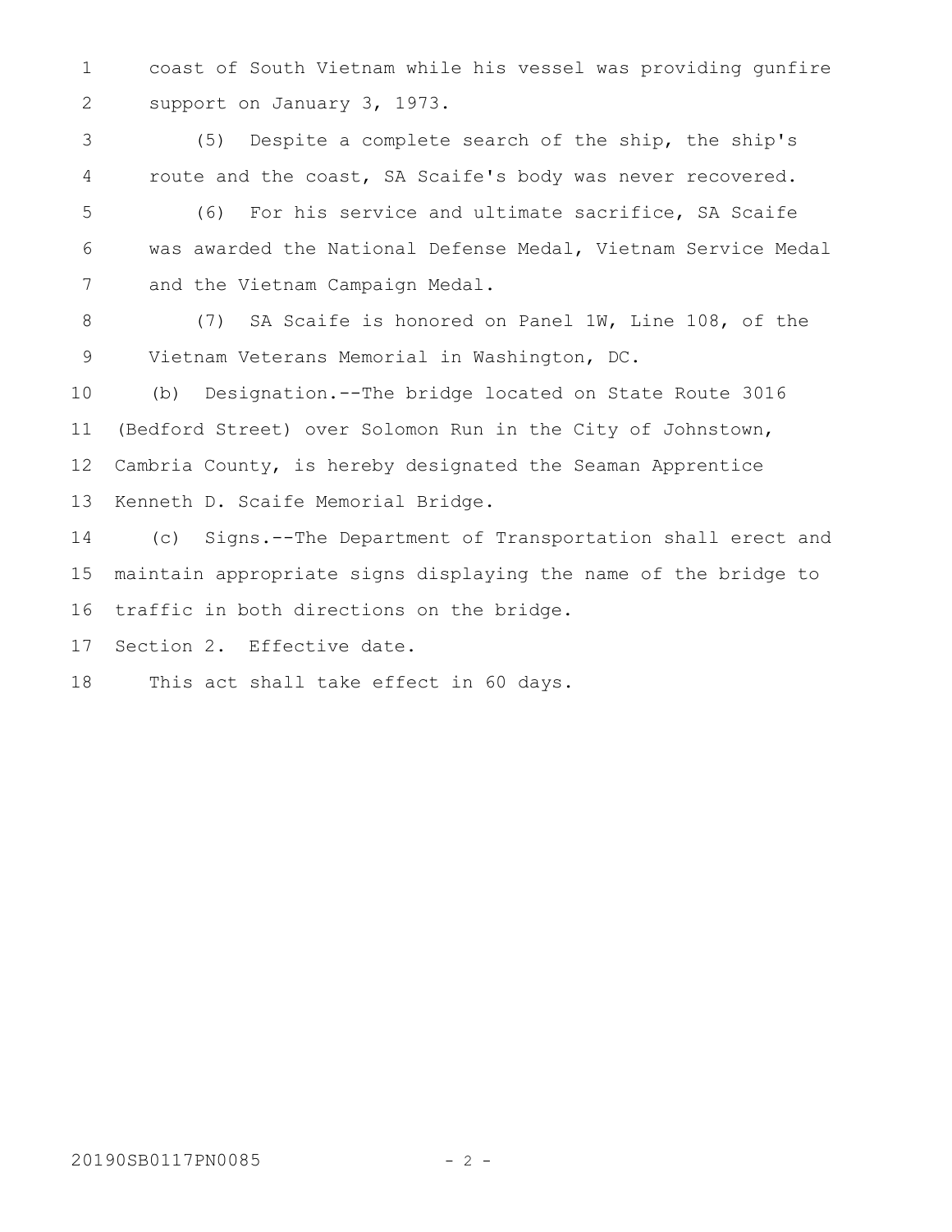coast of South Vietnam while his vessel was providing gunfire support on January 3, 1973.

(5) Despite a complete search of the ship, the ship's route and the coast, SA Scaife's body was never recovered.

(6) For his service and ultimate sacrifice, SA Scaife was awarded the National Defense Medal, Vietnam Service Medal and the Vietnam Campaign Medal.

(7) SA Scaife is honored on Panel 1W, Line 108, of the Vietnam Veterans Memorial in Washington, DC.

(b) Designation.--The bridge located on State Route 3016 (Bedford Street) over Solomon Run in the City of Johnstown, Cambria County, is hereby designated the Seaman Apprentice Kenneth D. Scaife Memorial Bridge.

(c) Signs.--The Department of Transportation shall erect and maintain appropriate signs displaying the name of the bridge to traffic in both directions on the bridge.

Section 2. Effective date.

This act shall take effect in 60 days.